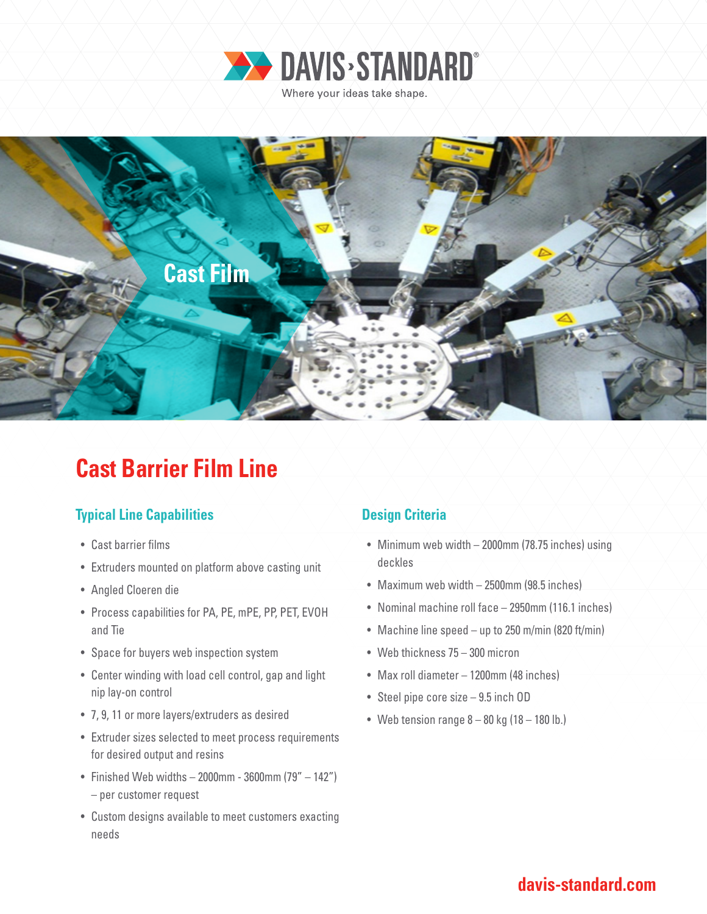DAVIS-STANDARD

Where your ideas take shape.

Cast Film

# Cast Barrier Film Line

## Typical Line Capabilities

- Cast barrier films
- Extruders mounted on platform above casting unit
- Angled Cloeren die
- Process capabilities for PA, PE, mPE, PP, PET, EVOH and Tie
- Space for buyers web inspection system
- Center winding with load cell control, gap and light nip lay-on control
- 7, 9, 11 or more layers/extruders as desired
- Extruder sizes selected to meet process requirements for desired output and resins
- Finished Web widths – 2000mm - 3600mm (79" – 142") – per customer request
- Custom designs available to meet customers exacting needs

## Design Criteria

- Minimum web width – 2000mm (78.75 inches) using deckles
- Maximum web width – 2500mm (98.5 inches)
- Nominal machine roll face – 2950mm (116.1 inches)
- Machine line speed – up to 250 m/min (820 ft/min)
- Web thickness 75 – 300 micron
- Max roll diameter – 1200mm (48 inches)
- Steel pipe core size – 9.5 inch OD
- Web tension range 8 – 80 kg (18 – 180 lb.)

davis-standard.com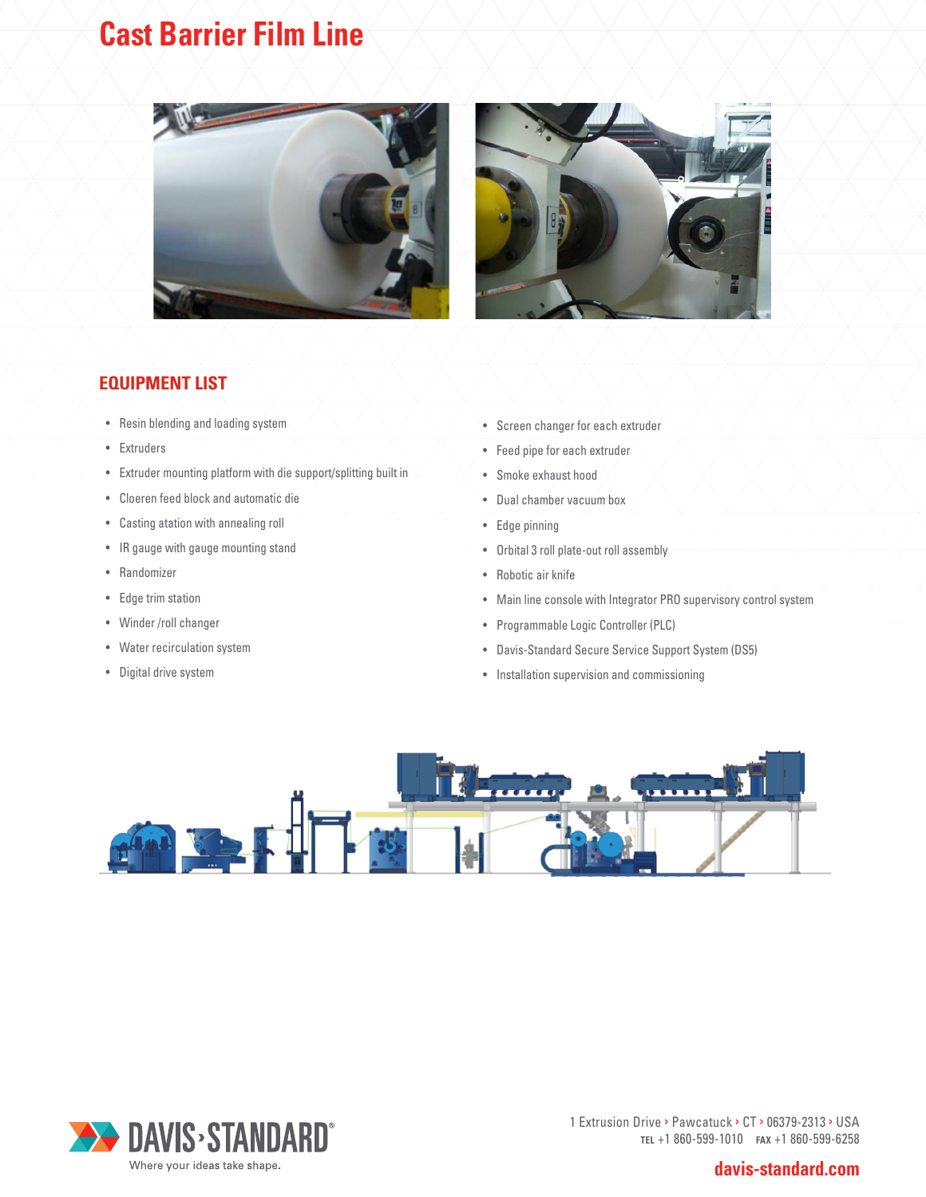# Cast Barrier Film Line

## EQUIPMENT LIST

- Resin blending and loading system
- Extruders
- Extruder mounting platform with die support/splitting built in
- Cloeren feed block and automatic die
- Casting atation with annealing roll
- IR gauge with gauge mounting stand
- Randomizer
- Edge trim station
- Winder /roll changer
- Water recirculation system
- Digital drive system
- Screen changer for each extruder
- Feed pipe for each extruder
- Smoke exhaust hood
- Dual chamber vacuum box
- Edge pinning
- Orbital 3 roll plate-out roll assembly
- Robotic air knife
- Main line console with Integrator PRO supervisory control system
- Programmable Logic Controller (PLC)
- Davis-Standard Secure Service Support System (DS5)
- Installation supervision and commissioning

DAVIS›STANDARD®
Where your ideas take shape.

1 Extrusion Drive › Pawcatuck › CT › 06379-2313 › USA
TEL +1 860-599-1010 FAX +1 860-599-6258
davis-standard.com